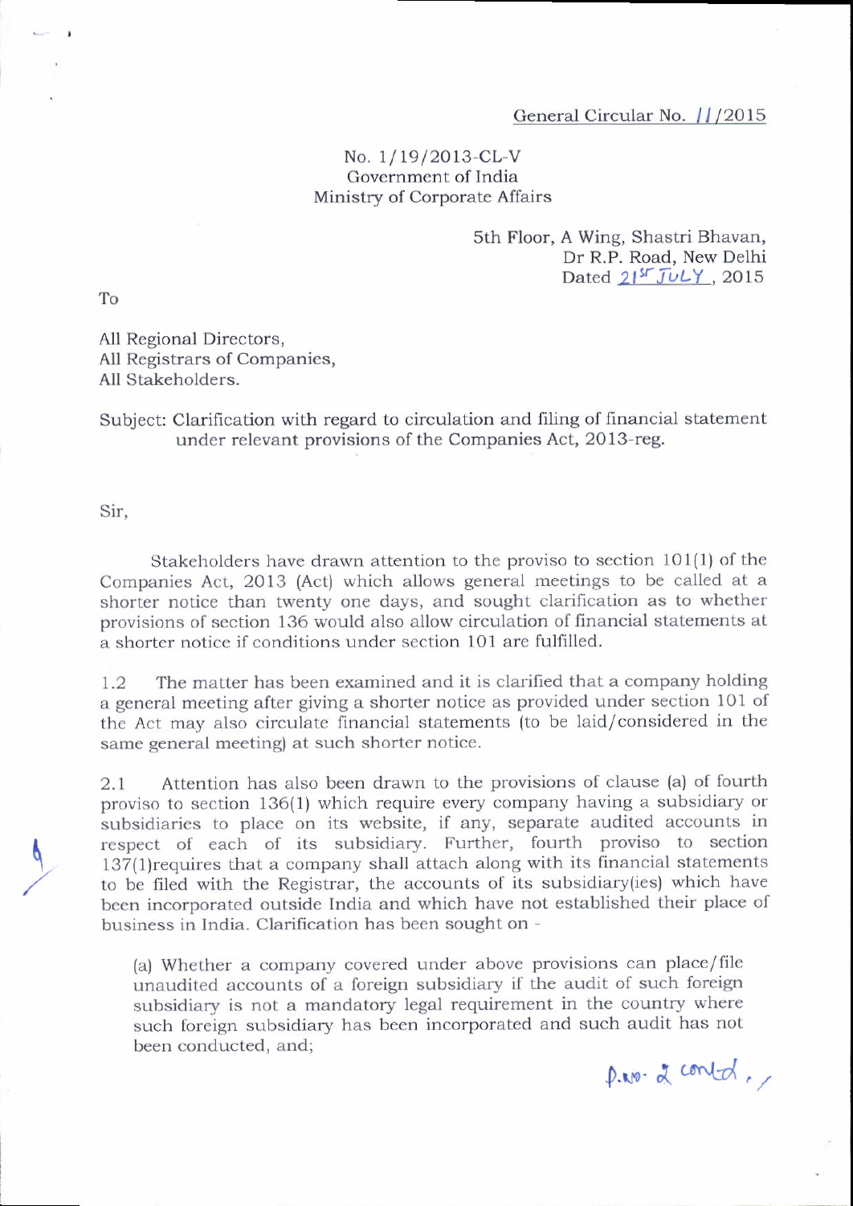General Circular No. 11/2015

No. 1/19/2013-CL-V
Government of India
Ministry of Corporate Affairs

5th Floor, A Wing, Shastri Bhavan,
Dr R.P. Road, New Delhi
Dated 21st JULY, 2015

To

All Regional Directors,
All Registrars of Companies,
All Stakeholders.

Subject: Clarification with regard to circulation and filing of financial statement under relevant provisions of the Companies Act, 2013-reg.

Sir,

Stakeholders have drawn attention to the proviso to section 101(1) of the Companies Act, 2013 (Act) which allows general meetings to be called at a shorter notice than twenty one days, and sought clarification as to whether provisions of section 136 would also allow circulation of financial statements at a shorter notice if conditions under section 101 are fulfilled.

1.2 The matter has been examined and it is clarified that a company holding a general meeting after giving a shorter notice as provided under section 101 of the Act may also circulate financial statements (to be laid/considered in the same general meeting) at such shorter notice.

2.1 Attention has also been drawn to the provisions of clause (a) of fourth proviso to section 136(1) which require every company having a subsidiary or subsidiaries to place on its website, if any, separate audited accounts in respect of each of its subsidiary. Further, fourth proviso to section 137(1)requires that a company shall attach along with its financial statements to be filed with the Registrar, the accounts of its subsidiary(ies) which have been incorporated outside India and which have not established their place of business in India. Clarification has been sought on -

(a) Whether a company covered under above provisions can place/file unaudited accounts of a foreign subsidiary if the audit of such foreign subsidiary is not a mandatory legal requirement in the country where such foreign subsidiary has been incorporated and such audit has not been conducted, and;

p.t.o. & contd.,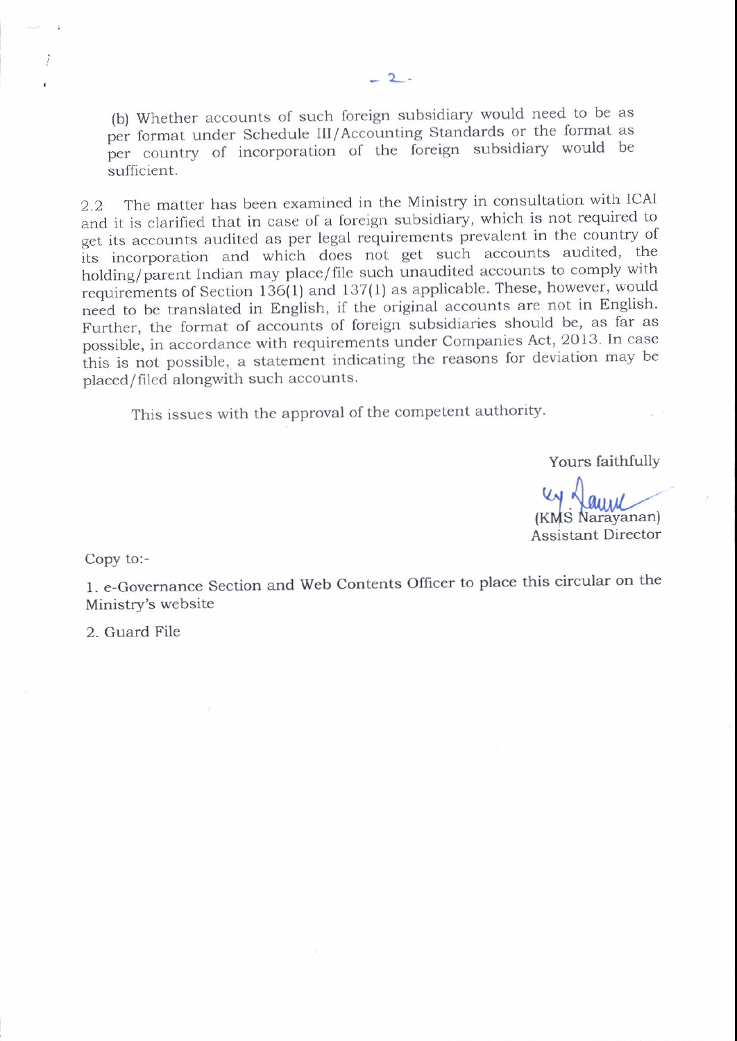(b) Whether accounts of such foreign subsidiary would need to be as per format under Schedule III/Accounting Standards or the format as per country of incorporation of the foreign subsidiary would be sufficient.

2.2 The matter has been examined in the Ministry in consultation with ICAI and it is clarified that in case of a foreign subsidiary, which is not required to get its accounts audited as per legal requirements prevalent in the country of its incorporation and which does not get such accounts audited, the holding/parent Indian may place/file such unaudited accounts to comply with requirements of Section 136(1) and 137(1) as applicable. These, however, would need to be translated in English, if the original accounts are not in English. Further, the format of accounts of foreign subsidiaries should be, as far as possible, in accordance with requirements under Companies Act, 2013. In case this is not possible, a statement indicating the reasons for deviation may be placed/filed alongwith such accounts.

This issues with the approval of the competent authority.

Yours faithfully

(KMS Narayanan)
Assistant Director

Copy to:-

1. e-Governance Section and Web Contents Officer to place this circular on the Ministry's website

2. Guard File